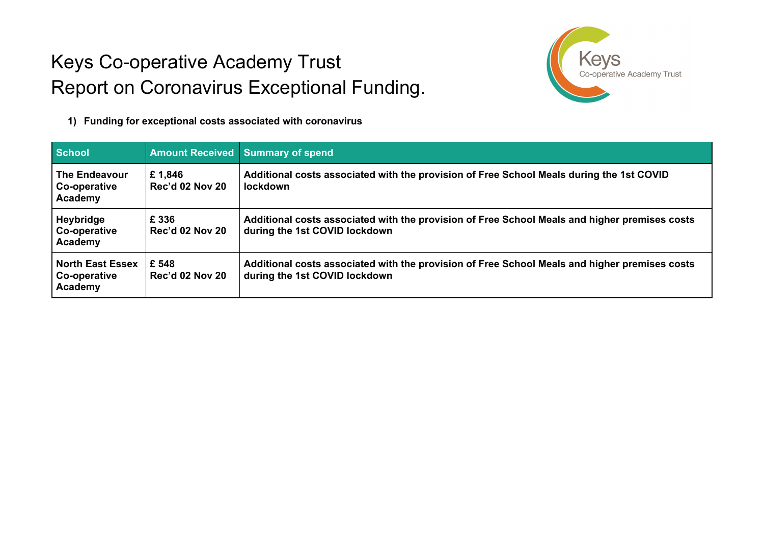# Keys Co-operative Academy Trust
# Report on Coronavirus Exceptional Funding.

1) **Funding for exceptional costs associated with coronavirus**

| School | Amount Received | Summary of spend |
|---|---|---|
| **The Endeavour Co-operative Academy** | **£ 1,846**<br>**Rec'd 02 Nov 20** | **Additional costs associated with the provision of Free School Meals during the 1st COVID lockdown** |
| **Heybridge Co-operative Academy** | **£ 336**<br>**Rec'd 02 Nov 20** | **Additional costs associated with the provision of Free School Meals and higher premises costs during the 1st COVID lockdown** |
| **North East Essex Co-operative Academy** | **£ 548**<br>**Rec'd 02 Nov 20** | **Additional costs associated with the provision of Free School Meals and higher premises costs during the 1st COVID lockdown** |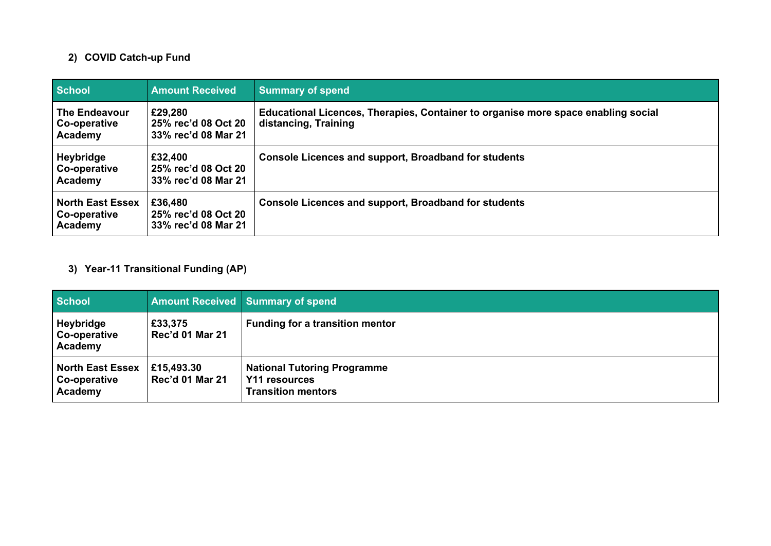## 2) COVID Catch-up Fund

| School | Amount Received | Summary of spend |
|---|---|---|
| **The Endeavour Co-operative Academy** | **£29,280<br>25% rec'd 08 Oct 20<br>33% rec'd 08 Mar 21** | **Educational Licences, Therapies, Container to organise more space enabling social distancing, Training** |
| **Heybridge Co-operative Academy** | **£32,400<br>25% rec'd 08 Oct 20<br>33% rec'd 08 Mar 21** | **Console Licences and support, Broadband for students** |
| **North East Essex Co-operative Academy** | **£36,480<br>25% rec'd 08 Oct 20<br>33% rec'd 08 Mar 21** | **Console Licences and support, Broadband for students** |

## 3) Year-11 Transitional Funding (AP)

| School | Amount Received | Summary of spend |
|---|---|---|
| **Heybridge Co-operative Academy** | **£33,375<br>Rec'd 01 Mar 21** | **Funding for a transition mentor** |
| **North East Essex Co-operative Academy** | **£15,493.30<br>Rec'd 01 Mar 21** | **National Tutoring Programme<br>Y11 resources<br>Transition mentors** |